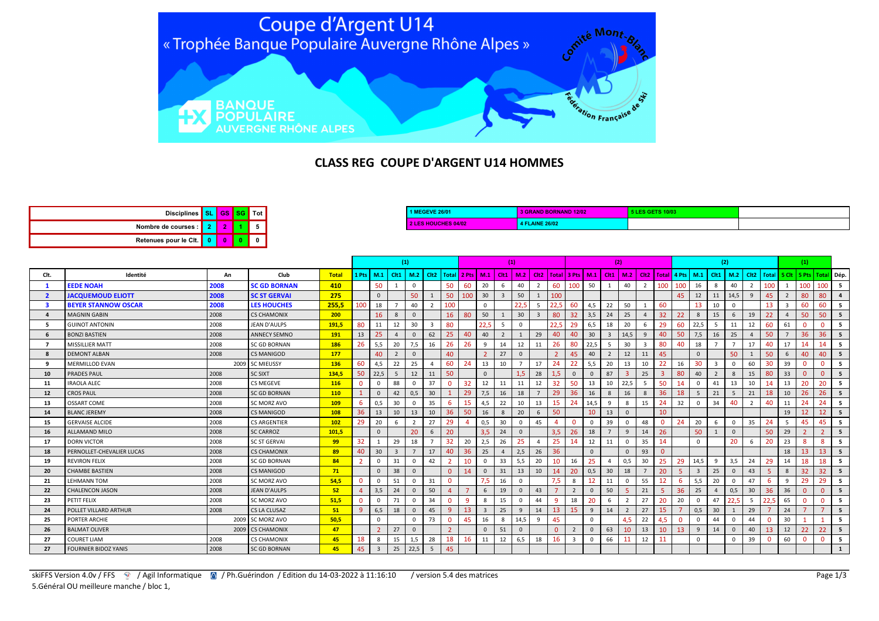# Coupe d'Argent U14

« Trophée Banque Populaire Auvergne Rhône Alpes »

BANQUE POPULAIRE AUVERGNE RHÔNE ALPES

Comité Mont-Blanc – Fédération Française de Ski

## CLASS REG COUPE D'ARGENT U14 HOMMES

| Disciplines | SL | GS | SG | Tot |
|---|---|---|---|---|
| Nombre de courses : | 2 | 2 | 1 | 5 |
| Retenues pour le Clt. | 0 | 0 | 0 | 0 |

| | | |
|---|---|---|
| 1 MEGEVE 26/01 | 3 GRAND BORNAND 12/02 | 5 LES GETS 10/03 |
| 2 LES HOUCHES 04/02 | 4 FLAINE 26/02 | |

| Clt. | Identité | An | Club | Total | (1) | | | | | | (1) | | | | | | (2) | | | | | | (2) | | | | | | (1) | | | |
|---|---|---|---|---|---|---|---|---|---|---|---|---|---|---|---|---|---|---|---|---|---|---|---|---|---|---|---|---|---|---|---|---|
| | | | | | 1 Pts | M.1 | Clt1 | M.2 | Clt2 | Total | 2 Pts | M.1 | Clt1 | M.2 | Clt2 | Total | 3 Pts | M.1 | Clt1 | M.2 | Clt2 | Total | 4 Pts | M.1 | Clt1 | M.2 | Clt2 | Total | 5 Clt | 5 Pts | Total | Dép. |
| 1 | EEDE NOAH | 2008 | SC GD BORNAN | 410 | | 50 | 1 | 0 | | 50 | 60 | 20 | 6 | 40 | 2 | 60 | 100 | 50 | 1 | 40 | 2 | 100 | 100 | 16 | 8 | 40 | 2 | 100 | 1 | 100 | 100 | 5 |
| 2 | JACQUEMOUD ELIOTT | 2008 | SC ST GERVAI | 275 | | 0 | | 50 | 1 | 50 | 100 | 30 | 3 | 50 | 1 | 100 | | | | | | | 45 | 12 | 11 | 14,5 | 9 | 45 | 2 | 80 | 80 | 4 |
| 3 | BEYER STANNOW OSCAR | 2008 | LES HOUCHES | 255,5 | 100 | 18 | 7 | 40 | 2 | 100 | | 0 | | 22,5 | 5 | 22,5 | 60 | 4,5 | 22 | 50 | 1 | 60 | | 13 | 10 | 0 | | 13 | 3 | 60 | 60 | 5 |
| 4 | MAGNIN GABIN | 2008 | CS CHAMONIX | 200 | | 16 | 8 | 0 | | 16 | 80 | 50 | 1 | 30 | 3 | 80 | 32 | 3,5 | 24 | 25 | 4 | 32 | 22 | 8 | 15 | 6 | 19 | 22 | 4 | 50 | 50 | 5 |
| 5 | GUINOT ANTONIN | 2008 | JEAN D'AULPS | 191,5 | 80 | 11 | 12 | 30 | 3 | 80 | | 22,5 | 5 | 0 | | 22,5 | 29 | 6,5 | 18 | 20 | 6 | 29 | 60 | 22,5 | 5 | 11 | 12 | 60 | 61 | 0 | 0 | 5 |
| 6 | BONZI BASTIEN | 2008 | ANNECY SEMNO | 191 | 13 | 25 | 4 | 0 | 62 | 25 | 40 | 40 | 2 | 1 | 29 | 40 | 40 | 30 | 3 | 14,5 | 9 | 40 | 50 | 7,5 | 16 | 25 | 4 | 50 | 7 | 36 | 36 | 5 |
| 7 | MISSILLIER MATT | 2008 | SC GD BORNAN | 186 | 26 | 5,5 | 20 | 7,5 | 16 | 26 | 26 | 9 | 14 | 12 | 11 | 26 | 80 | 22,5 | 5 | 30 | 3 | 80 | 40 | 18 | 7 | 7 | 17 | 40 | 17 | 14 | 14 | 5 |
| 8 | DEMONT ALBAN | 2008 | CS MANIGOD | 177 | | 40 | 2 | 0 | | 40 | | 2 | 27 | 0 | | 2 | 45 | 40 | 2 | 12 | 11 | 45 | | 0 | | 50 | 1 | 50 | 6 | 40 | 40 | 5 |
| 9 | MERMILLOD EVAN | 2009 | SC MIEUSSY | 136 | 60 | 4,5 | 22 | 25 | 4 | 60 | 24 | 13 | 10 | 7 | 17 | 24 | 22 | 5,5 | 20 | 13 | 10 | 22 | 16 | 30 | 3 | 0 | 60 | 30 | 39 | 0 | 0 | 5 |
| 10 | PRADES PAUL | 2008 | SC SIXT | 134,5 | 50 | 22,5 | 5 | 12 | 11 | 50 | | 0 | | 1,5 | 28 | 1,5 | 0 | 0 | 87 | 3 | 25 | 3 | 80 | 40 | 2 | 8 | 15 | 80 | 33 | 0 | 0 | 5 |
| 11 | IRAOLA ALEC | 2008 | CS MEGEVE | 116 | 0 | 0 | 88 | 0 | 37 | 0 | 32 | 12 | 11 | 11 | 12 | 32 | 50 | 13 | 10 | 22,5 | 5 | 50 | 14 | 0 | 41 | 13 | 10 | 14 | 13 | 20 | 20 | 5 |
| 12 | CROS PAUL | 2008 | SC GD BORNAN | 110 | 1 | 0 | 42 | 0,5 | 30 | 1 | 29 | 7,5 | 16 | 18 | 7 | 29 | 36 | 16 | 8 | 16 | 8 | 36 | 18 | 5 | 21 | 5 | 21 | 18 | 10 | 26 | 26 | 5 |
| 13 | OSSART COME | 2008 | SC MORZ AVO | 109 | 6 | 0,5 | 30 | 0 | 35 | 6 | 15 | 4,5 | 22 | 10 | 13 | 15 | 24 | 14,5 | 9 | 8 | 15 | 24 | 32 | 0 | 34 | 40 | 2 | 40 | 11 | 24 | 24 | 5 |
| 14 | BLANC JEREMY | 2008 | CS MANIGOD | 108 | 36 | 13 | 10 | 13 | 10 | 36 | 50 | 16 | 8 | 20 | 6 | 50 | | 10 | 13 | 0 | | 10 | | | | | | | 19 | 12 | 12 | 5 |
| 15 | GERVAISE ALCIDE | 2008 | CS ARGENTIER | 102 | 29 | 20 | 6 | 2 | 27 | 29 | 4 | 0,5 | 30 | 0 | 45 | 4 | 0 | 0 | 39 | 0 | 48 | 0 | 24 | 20 | 6 | 0 | 35 | 24 | 5 | 45 | 45 | 5 |
| 16 | ALLAMAND MILO | 2008 | SC CARROZ | 101,5 | | 0 | | 20 | 6 | 20 | | 3,5 | 24 | 0 | | 3,5 | 26 | 18 | 7 | 9 | 14 | 26 | | 50 | 1 | 0 | | 50 | 29 | 2 | 2 | 5 |
| 17 | DORN VICTOR | 2008 | SC ST GERVAI | 99 | 32 | 1 | 29 | 18 | 7 | 32 | 20 | 2,5 | 26 | 25 | 4 | 25 | 14 | 12 | 11 | 0 | 35 | 14 | | 0 | | 20 | 6 | 20 | 23 | 8 | 8 | 5 |
| 18 | PERNOLLET-CHEVALIER LUCAS | 2008 | CS CHAMONIX | 89 | 40 | 30 | 3 | 7 | 17 | 40 | 36 | 25 | 4 | 2,5 | 26 | 36 | | 0 | | 0 | 93 | 0 | | | | | | | 18 | 13 | 13 | 5 |
| 19 | REVIRON FELIX | 2008 | SC GD BORNAN | 84 | 2 | 0 | 31 | 0 | 42 | 2 | 10 | 0 | 33 | 5,5 | 20 | 10 | 16 | 25 | 4 | 0,5 | 30 | 25 | 29 | 14,5 | 9 | 3,5 | 24 | 29 | 14 | 18 | 18 | 5 |
| 20 | CHAMBE BASTIEN | 2008 | CS MANIGOD | 71 | | 0 | 38 | 0 | | 0 | 14 | 0 | 31 | 13 | 10 | 14 | 20 | 0,5 | 30 | 18 | 7 | 20 | 5 | 3 | 25 | 0 | 43 | 5 | 8 | 32 | 32 | 5 |
| 21 | LEHMANN TOM | 2008 | SC MORZ AVO | 54,5 | 0 | 0 | 51 | 0 | 31 | 0 | | 7,5 | 16 | 0 | | 7,5 | 8 | 12 | 11 | 0 | 55 | 12 | 6 | 5,5 | 20 | 0 | 47 | 6 | 9 | 29 | 29 | 5 |
| 22 | CHALENCON JASON | 2008 | JEAN D'AULPS | 52 | 4 | 3,5 | 24 | 0 | 50 | 4 | 7 | 6 | 19 | 0 | 43 | 7 | 2 | 0 | 50 | 5 | 21 | 5 | 36 | 25 | 4 | 0,5 | 30 | 36 | 36 | 0 | 0 | 5 |
| 23 | PETIT FELIX | 2008 | SC MORZ AVO | 51,5 | 0 | 0 | 71 | 0 | 34 | 0 | 9 | 8 | 15 | 0 | 44 | 9 | 18 | 20 | 6 | 2 | 27 | 20 | 20 | 0 | 47 | 22,5 | 5 | 22,5 | 65 | 0 | 0 | 5 |
| 24 | POLLET VILLARD ARTHUR | 2008 | CS LA CLUSAZ | 51 | 9 | 6,5 | 18 | 0 | 45 | 9 | 13 | 3 | 25 | 9 | 14 | 13 | 15 | 9 | 14 | 2 | 27 | 15 | 7 | 0,5 | 30 | 1 | 29 | 7 | 24 | 7 | 7 | 5 |
| 25 | PORTER ARCHIE | 2009 | SC MORZ AVO | 50,5 | | 0 | | 0 | 73 | 0 | 45 | 16 | 8 | 14,5 | 9 | 45 | | 0 | | 4,5 | 22 | 4,5 | 0 | 0 | 44 | 0 | 44 | 0 | 30 | 1 | 1 | 5 |
| 26 | BALMAT OLIVER | 2009 | CS CHAMONIX | 47 | | 2 | 27 | 0 | | 2 | | 0 | 51 | 0 | | 0 | 2 | 0 | 63 | 10 | 13 | 10 | 13 | 9 | 14 | 0 | 40 | 13 | 12 | 22 | 22 | 5 |
| 27 | COURET LIAM | 2008 | CS CHAMONIX | 45 | 18 | 8 | 15 | 1,5 | 28 | 18 | 16 | 11 | 12 | 6,5 | 18 | 16 | 3 | 0 | 66 | 11 | 12 | 11 | | 0 | | 0 | 39 | 0 | 60 | 0 | 0 | 5 |
| 27 | FOURNIER BIDOZ YANIS | 2008 | SC GD BORNAN | 45 | 45 | 3 | 25 | 22,5 | 5 | 45 | | | | | | | | | | | | | | | | | | | | | | 1 |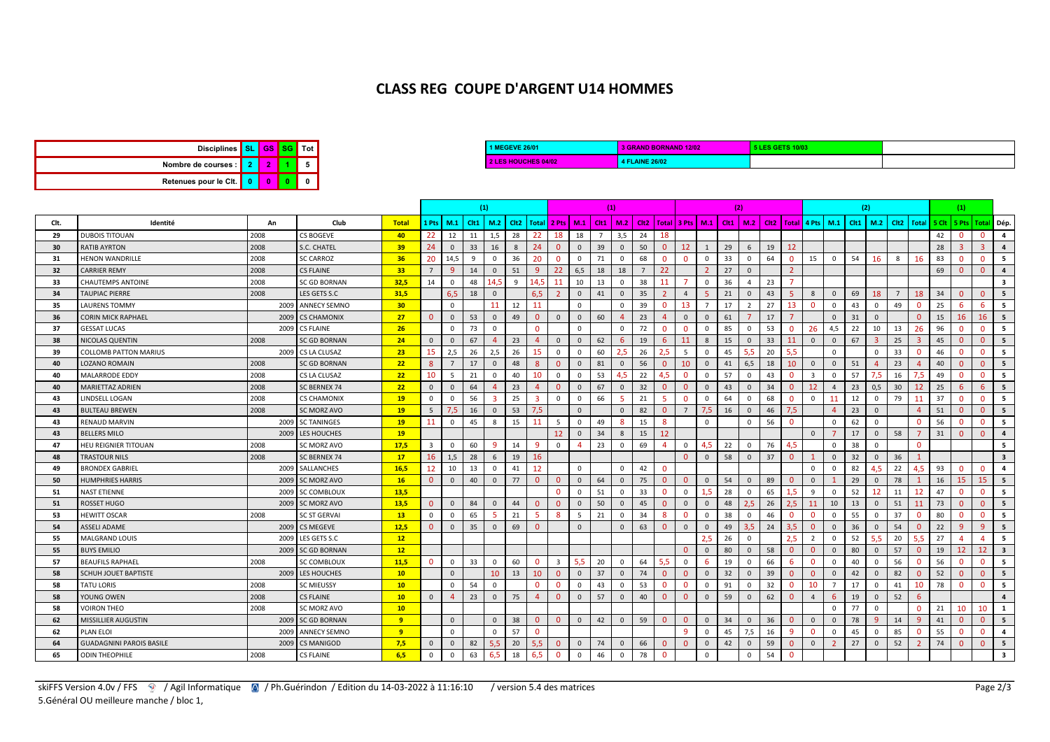# CLASS REG COUPE D'ARGENT U14 HOMMES

| Disciplines | SL | GS | SG | Tot |
|---|---|---|---|---|
| Nombre de courses : | 2 | 2 | 1 | 5 |
| Retenues pour le Clt. | 0 | 0 | 0 | 0 |

| | |
|---|---|
| 1 MEGEVE 26/01 | 3 GRAND BORNAND 12/02 |
| 2 LES HOUCHES 04/02 | 4 FLAINE 26/02 |
| 5 LES GETS 10/03 | |

| | | | | | (1) | | | | | | (1) | | | | | | (2) | | | | | | (2) | | | | | | (1) | | | |
|---|---|---|---|---|---|---|---|---|---|---|---|---|---|---|---|---|---|---|---|---|---|---|---|---|---|---|---|---|---|---|---|---|
| Clt. | Identité | An | Club | Total | 1 Pts | M.1 | Clt1 | M.2 | Clt2 | Total | 2 Pts | M.1 | Clt1 | M.2 | Clt2 | Total | 3 Pts | M.1 | Clt1 | M.2 | Clt2 | Total | 4 Pts | M.1 | Clt1 | M.2 | Clt2 | Total | 5 Clt | 5 Pts | Total | Dép. |
| 29 | DUBOIS TITOUAN | 2008 | CS BOGEVE | 40 | 22 | 12 | 11 | 1,5 | 28 | 22 | 18 | 18 | 7 | 3,5 | 24 | 18 | | | | | | | | | | | | | 42 | 0 | 0 | 4 |
| 30 | RATIB AYRTON | 2008 | S.C. CHATEL | 39 | 24 | 0 | 33 | 16 | 8 | 24 | 0 | 0 | 39 | 0 | 50 | 0 | 12 | 1 | 29 | 6 | 19 | 12 | | | | | | | 28 | 3 | 3 | 4 |
| 31 | HENON WANDRILLE | 2008 | SC CARROZ | 36 | 20 | 14,5 | 9 | 0 | 36 | 20 | 0 | 0 | 71 | 0 | 68 | 0 | 0 | 0 | 33 | 0 | 64 | 0 | 15 | 0 | 54 | 16 | 8 | 16 | 83 | 0 | 0 | 5 |
| 32 | CARRIER REMY | 2008 | CS FLAINE | 33 | 7 | 9 | 14 | 0 | 51 | 9 | 22 | 6,5 | 18 | 18 | 7 | 22 | | 2 | 27 | 0 | | 2 | | | | | | | 69 | 0 | 0 | 4 |
| 33 | CHAUTEMPS ANTOINE | 2008 | SC GD BORNAN | 32,5 | 14 | 0 | 48 | 14,5 | 9 | 14,5 | 11 | 10 | 13 | 0 | 38 | 11 | 7 | 0 | 36 | 4 | 23 | 7 | | | | | | | | | | 3 |
| 34 | TAUPIAC PIERRE | 2008 | LES GETS S.C | 31,5 | | 6,5 | 18 | 0 | | 6,5 | 2 | 0 | 41 | 0 | 35 | 2 | 4 | 5 | 21 | 0 | 43 | 5 | 8 | 0 | 69 | 18 | 7 | 18 | 34 | 0 | 0 | 5 |
| 35 | LAURENS TOMMY | 2009 | ANNECY SEMNO | 30 | | 0 | | 11 | 12 | 11 | | 0 | | 0 | 39 | 0 | 13 | 7 | 17 | 2 | 27 | 13 | 0 | 0 | 43 | 0 | 49 | 0 | 25 | 6 | 6 | 5 |
| 36 | CORIN MICK RAPHAEL | 2009 | CS CHAMONIX | 27 | 0 | 0 | 53 | 0 | 49 | 0 | 0 | 0 | 60 | 4 | 23 | 4 | 0 | 0 | 61 | 7 | 17 | 7 | | 0 | 31 | 0 | | 0 | 15 | 16 | 16 | 5 |
| 37 | GESSAT LUCAS | 2009 | CS FLAINE | 26 | | 0 | 73 | 0 | | 0 | | 0 | | 0 | 72 | 0 | 0 | 0 | 85 | 0 | 53 | 0 | 26 | 4,5 | 22 | 10 | 13 | 26 | 96 | 0 | 0 | 5 |
| 38 | NICOLAS QUENTIN | 2008 | SC GD BORNAN | 24 | 0 | 0 | 67 | 4 | 23 | 4 | 0 | 0 | 62 | 6 | 19 | 6 | 11 | 8 | 15 | 0 | 33 | 11 | 0 | 0 | 67 | 3 | 25 | 3 | 45 | 0 | 0 | 5 |
| 39 | COLLOMB PATTON MARIUS | 2009 | CS LA CLUSAZ | 23 | 15 | 2,5 | 26 | 2,5 | 26 | 15 | 0 | 0 | 60 | 2,5 | 26 | 2,5 | 5 | 0 | 45 | 5,5 | 20 | 5,5 | | 0 | | 0 | 33 | 0 | 46 | 0 | 0 | 5 |
| 40 | LOZANO ROMAIN | 2008 | SC GD BORNAN | 22 | 8 | 7 | 17 | 0 | 48 | 8 | 0 | 0 | 81 | 0 | 56 | 0 | 10 | 0 | 41 | 6,5 | 18 | 10 | 0 | 0 | 51 | 4 | 23 | 4 | 40 | 0 | 0 | 5 |
| 40 | MALARRODE EDDY | 2008 | CS LA CLUSAZ | 22 | 10 | 5 | 21 | 0 | 40 | 10 | 0 | 0 | 53 | 4,5 | 22 | 4,5 | 0 | 0 | 57 | 0 | 43 | 0 | 3 | 0 | 57 | 7,5 | 16 | 7,5 | 49 | 0 | 0 | 5 |
| 40 | MARIETTAZ ADRIEN | 2008 | SC BERNEX 74 | 22 | 0 | 0 | 64 | 4 | 23 | 4 | 0 | 0 | 67 | 0 | 32 | 0 | 0 | 0 | 43 | 0 | 34 | 0 | 12 | 4 | 23 | 0,5 | 30 | 12 | 25 | 6 | 6 | 5 |
| 43 | LINDSELL LOGAN | 2008 | CS CHAMONIX | 19 | 0 | 0 | 56 | 3 | 25 | 3 | 0 | 0 | 66 | 5 | 21 | 5 | 0 | 0 | 64 | 0 | 68 | 0 | 0 | 11 | 12 | 0 | 79 | 11 | 37 | 0 | 0 | 5 |
| 43 | BULTEAU BREWEN | 2008 | SC MORZ AVO | 19 | 5 | 7,5 | 16 | 0 | 53 | 7,5 | | 0 | | 0 | 82 | 0 | 7 | 7,5 | 16 | 0 | 46 | 7,5 | | 4 | 23 | 0 | | 4 | 51 | 0 | 0 | 5 |
| 43 | RENAUD MARVIN | 2009 | SC TANINGES | 19 | 11 | 0 | 45 | 8 | 15 | 11 | 5 | 0 | 49 | 8 | 15 | 8 | | 0 | | 0 | 56 | 0 | | 0 | 62 | 0 | | 0 | 56 | 0 | 0 | 5 |
| 43 | BELLERS MILO | 2009 | LES HOUCHES | 19 | | | | | | | 12 | 0 | 34 | 8 | 15 | 12 | | | | | | | 0 | 7 | 17 | 0 | 58 | 7 | 31 | 0 | 0 | 4 |
| 47 | HEU REIGNIER TITOUAN | 2008 | SC MORZ AVO | 17,5 | 3 | 0 | 60 | 9 | 14 | 9 | 0 | 4 | 23 | 0 | 69 | 4 | 0 | 4,5 | 22 | 0 | 76 | 4,5 | | 0 | 38 | 0 | | 0 | | | | 5 |
| 48 | TRASTOUR NILS | 2008 | SC BERNEX 74 | 17 | 16 | 1,5 | 28 | 6 | 19 | 16 | | | | | | | 0 | 0 | 58 | 0 | 37 | 0 | 1 | 0 | 32 | 0 | 36 | 1 | | | | 3 |
| 49 | BRONDEX GABRIEL | 2009 | SALLANCHES | 16,5 | 12 | 10 | 13 | 0 | 41 | 12 | | 0 | | 0 | 42 | 0 | | | | | | | 0 | 0 | 82 | 4,5 | 22 | 4,5 | 93 | 0 | 0 | 4 |
| 50 | HUMPHRIES HARRIS | 2009 | SC MORZ AVO | 16 | 0 | 0 | 40 | 0 | 77 | 0 | 0 | 0 | 64 | 0 | 75 | 0 | 0 | 0 | 54 | 0 | 89 | 0 | 0 | 1 | 29 | 0 | 78 | 1 | 16 | 15 | 15 | 5 |
| 51 | NAST ETIENNE | 2009 | SC COMBLOUX | 13,5 | | | | | | | 0 | 0 | 51 | 0 | 33 | 0 | 0 | 1,5 | 28 | 0 | 65 | 1,5 | 9 | 0 | 52 | 12 | 11 | 12 | 47 | 0 | 0 | 5 |
| 51 | ROSSET HUGO | 2009 | SC MORZ AVO | 13,5 | 0 | 0 | 84 | 0 | 44 | 0 | 0 | 0 | 50 | 0 | 45 | 0 | 0 | 0 | 48 | 2,5 | 26 | 2,5 | 11 | 10 | 13 | 0 | 51 | 11 | 73 | 0 | 0 | 5 |
| 53 | HEWITT OSCAR | 2008 | SC ST GERVAI | 13 | 0 | 0 | 65 | 5 | 21 | 5 | 8 | 5 | 21 | 0 | 34 | 8 | 0 | 0 | 38 | 0 | 46 | 0 | 0 | 0 | 55 | 0 | 37 | 0 | 80 | 0 | 0 | 5 |
| 54 | ASSELI ADAME | 2009 | CS MEGEVE | 12,5 | 0 | 0 | 35 | 0 | 69 | 0 | | 0 | | 0 | 63 | 0 | 0 | 0 | 49 | 3,5 | 24 | 3,5 | 0 | 0 | 36 | 0 | 54 | 0 | 22 | 9 | 9 | 5 |
| 55 | MALGRAND LOUIS | 2009 | LES GETS S.C | 12 | | | | | | | | | | | | | | 2,5 | 26 | 0 | | 2,5 | 2 | 0 | 52 | 5,5 | 20 | 5,5 | 27 | 4 | 4 | 5 |
| 55 | BUYS EMILIO | 2009 | SC GD BORNAN | 12 | | | | | | | | | | | | | 0 | 0 | 80 | 0 | 58 | 0 | 0 | 0 | 80 | 0 | 57 | 0 | 19 | 12 | 12 | 3 |
| 57 | BEAUFILS RAPHAEL | 2008 | SC COMBLOUX | 11,5 | 0 | 0 | 33 | 0 | 60 | 0 | 3 | 5,5 | 20 | 0 | 64 | 5,5 | 0 | 6 | 19 | 0 | 66 | 6 | 0 | 0 | 40 | 0 | 56 | 0 | 56 | 0 | 0 | 5 |
| 58 | SCHUH JOUET BAPTISTE | 2009 | LES HOUCHES | 10 | | 0 | | 10 | 13 | 10 | 0 | 0 | 37 | 0 | 74 | 0 | 0 | 0 | 32 | 0 | 39 | 0 | 0 | 0 | 42 | 0 | 82 | 0 | 52 | 0 | 0 | 5 |
| 58 | TATU LORIS | 2008 | SC MIEUSSY | 10 | | 0 | 54 | 0 | | 0 | 0 | 0 | 43 | 0 | 53 | 0 | 0 | 0 | 91 | 0 | 32 | 0 | 10 | 7 | 17 | 0 | 41 | 10 | 78 | 0 | 0 | 5 |
| 58 | YOUNG OWEN | 2008 | CS FLAINE | 10 | 0 | 4 | 23 | 0 | 75 | 4 | 0 | 0 | 57 | 0 | 40 | 0 | 0 | 0 | 59 | 0 | 62 | 0 | 4 | 6 | 19 | 0 | 52 | 6 | | | | 4 |
| 58 | VOIRON THEO | 2008 | SC MORZ AVO | 10 | | | | | | | | | | | | | | | | | | | | 0 | 77 | 0 | | 0 | 21 | 10 | 10 | 1 |
| 62 | MISSILLIER AUGUSTIN | 2009 | SC GD BORNAN | 9 | | 0 | | 0 | 38 | 0 | 0 | 0 | 42 | 0 | 59 | 0 | 0 | 0 | 34 | 0 | 36 | 0 | 0 | 0 | 78 | 9 | 14 | 9 | 41 | 0 | 0 | 5 |
| 62 | PLAN ELOI | 2009 | ANNECY SEMNO | 9 | | 0 | | 0 | 57 | 0 | | | | | | | 9 | 0 | 45 | 7,5 | 16 | 9 | 0 | 0 | 45 | 0 | 85 | 0 | 55 | 0 | 0 | 4 |
| 64 | GUADAGNINI PAROIS BASILE | 2009 | CS MANIGOD | 7,5 | 0 | 0 | 82 | 5,5 | 20 | 5,5 | 0 | 0 | 74 | 0 | 66 | 0 | 0 | 0 | 42 | 0 | 59 | 0 | 0 | 2 | 27 | 0 | 52 | 2 | 74 | 0 | 0 | 5 |
| 65 | ODIN THEOPHILE | 2008 | CS FLAINE | 6,5 | 0 | 0 | 63 | 6,5 | 18 | 6,5 | 0 | 0 | 46 | 0 | 78 | 0 | | 0 | | 0 | 54 | 0 | | | | | | | | | | 3 |

5.Général OU meilleure manche / bloc 1,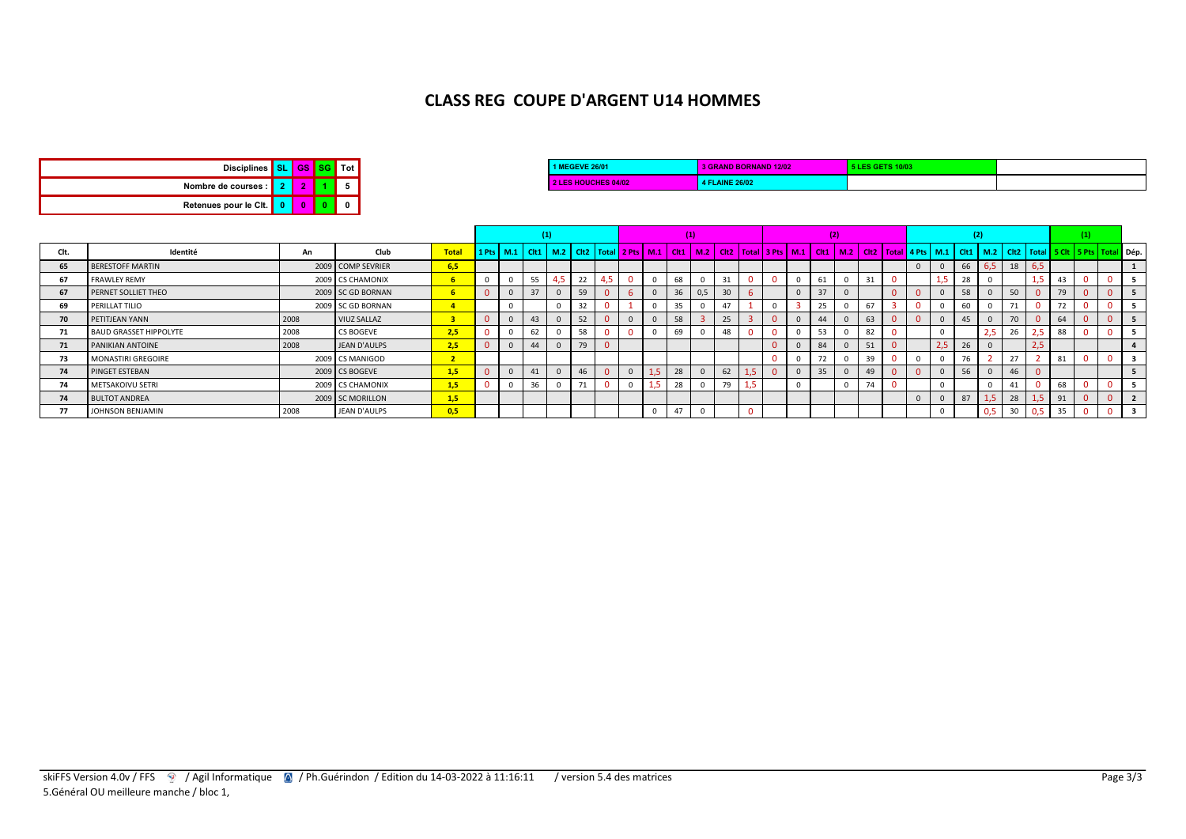# CLASS REG COUPE D'ARGENT U14 HOMMES

| Disciplines | SL | GS | SG | Tot |
|---|---|---|---|---|
| Nombre de courses : | 2 | 2 | 1 | 5 |
| Retenues pour le Clt. | 0 | 0 | 0 | 0 |

| | |
|---|---|
| 1 MEGEVE 26/01 | 3 GRAND BORNAND 12/02 |
| 2 LES HOUCHES 04/02 | 4 FLAINE 26/02 |
| 5 LES GETS 10/03 | |

| | | | | | (1) | | | | | | (1) | | | | | | (2) | | | | | | (2) | | | | | | (1) | | | |
|---|---|---|---|---|---|---|---|---|---|---|---|---|---|---|---|---|---|---|---|---|---|---|---|---|---|---|---|---|---|---|---|---|
| Clt. | Identité | An | Club | Total | 1 Pts | M.1 | Clt1 | M.2 | Clt2 | Total | 2 Pts | M.1 | Clt1 | M.2 | Clt2 | Total | 3 Pts | M.1 | Clt1 | M.2 | Clt2 | Total | 4 Pts | M.1 | Clt1 | M.2 | Clt2 | Total | 5 Clt | 5 Pts | Total | Dép. |
| 65 | BERESTOFF MARTIN | 2009 | COMP SEVRIER | 6,5 | | | | | | | | | | | | | | | | | | | 0 | 0 | 66 | 6,5 | 18 | 6,5 | | | | 1 |
| 67 | FRAWLEY REMY | 2009 | CS CHAMONIX | 6 | 0 | 0 | 55 | 4,5 | 22 | 4,5 | 0 | 0 | 68 | 0 | 31 | 0 | 0 | 0 | 61 | 0 | 31 | 0 | | 1,5 | 28 | 0 | | 1,5 | 43 | 0 | 0 | 5 |
| 67 | PERNET SOLLIET THEO | 2009 | SC GD BORNAN | 6 | 0 | 0 | 37 | 0 | 59 | 0 | 6 | 0 | 36 | 0,5 | 30 | 6 | | 0 | 37 | 0 | | 0 | 0 | 0 | 58 | 0 | 50 | 0 | 79 | 0 | 0 | 5 |
| 69 | PERILLAT TILIO | 2009 | SC GD BORNAN | 4 | | 0 | | 0 | 32 | 0 | 1 | 0 | 35 | 0 | 47 | 1 | 0 | 3 | 25 | 0 | 67 | 3 | 0 | 0 | 60 | 0 | 71 | 0 | 72 | 0 | 0 | 5 |
| 70 | PETITJEAN YANN | 2008 | VIUZ SALLAZ | 3 | 0 | 0 | 43 | 0 | 52 | 0 | 0 | 0 | 58 | 3 | 25 | 3 | 0 | 0 | 44 | 0 | 63 | 0 | 0 | 0 | 45 | 0 | 70 | 0 | 64 | 0 | 0 | 5 |
| 71 | BAUD GRASSET HIPPOLYTE | 2008 | CS BOGEVE | 2,5 | 0 | 0 | 62 | 0 | 58 | 0 | 0 | 0 | 69 | 0 | 48 | 0 | 0 | 0 | 53 | 0 | 82 | 0 | | 0 | | 2,5 | 26 | 2,5 | 88 | 0 | 0 | 5 |
| 71 | PANIKIAN ANTOINE | 2008 | JEAN D'AULPS | 2,5 | 0 | 0 | 44 | 0 | 79 | 0 | | | | | | | 0 | 0 | 84 | 0 | 51 | 0 | | 2,5 | 26 | 0 | | 2,5 | | | | 4 |
| 73 | MONASTIRI GREGOIRE | 2009 | CS MANIGOD | 2 | | | | | | | | | | | | | 0 | 0 | 72 | 0 | 39 | 0 | 0 | 0 | 76 | 2 | 27 | 2 | 81 | 0 | 0 | 3 |
| 74 | PINGET ESTEBAN | 2009 | CS BOGEVE | 1,5 | 0 | 0 | 41 | 0 | 46 | 0 | 0 | 1,5 | 28 | 0 | 62 | 1,5 | 0 | 0 | 35 | 0 | 49 | 0 | 0 | 0 | 56 | 0 | 46 | 0 | | | | 5 |
| 74 | METSAKOIVU SETRI | 2009 | CS CHAMONIX | 1,5 | 0 | 0 | 36 | 0 | 71 | 0 | 0 | 1,5 | 28 | 0 | 79 | 1,5 | | 0 | | 0 | 74 | 0 | | 0 | | 0 | 41 | 0 | 68 | 0 | 0 | 5 |
| 74 | BULTOT ANDREA | 2009 | SC MORILLON | 1,5 | | | | | | | | | | | | | | | | | | | 0 | 0 | 87 | 1,5 | 28 | 1,5 | 91 | 0 | 0 | 2 |
| 77 | JOHNSON BENJAMIN | 2008 | JEAN D'AULPS | 0,5 | | | | | | | | 0 | 47 | 0 | | 0 | | | | | | | | 0 | | 0,5 | 30 | 0,5 | 35 | 0 | 0 | 3 |